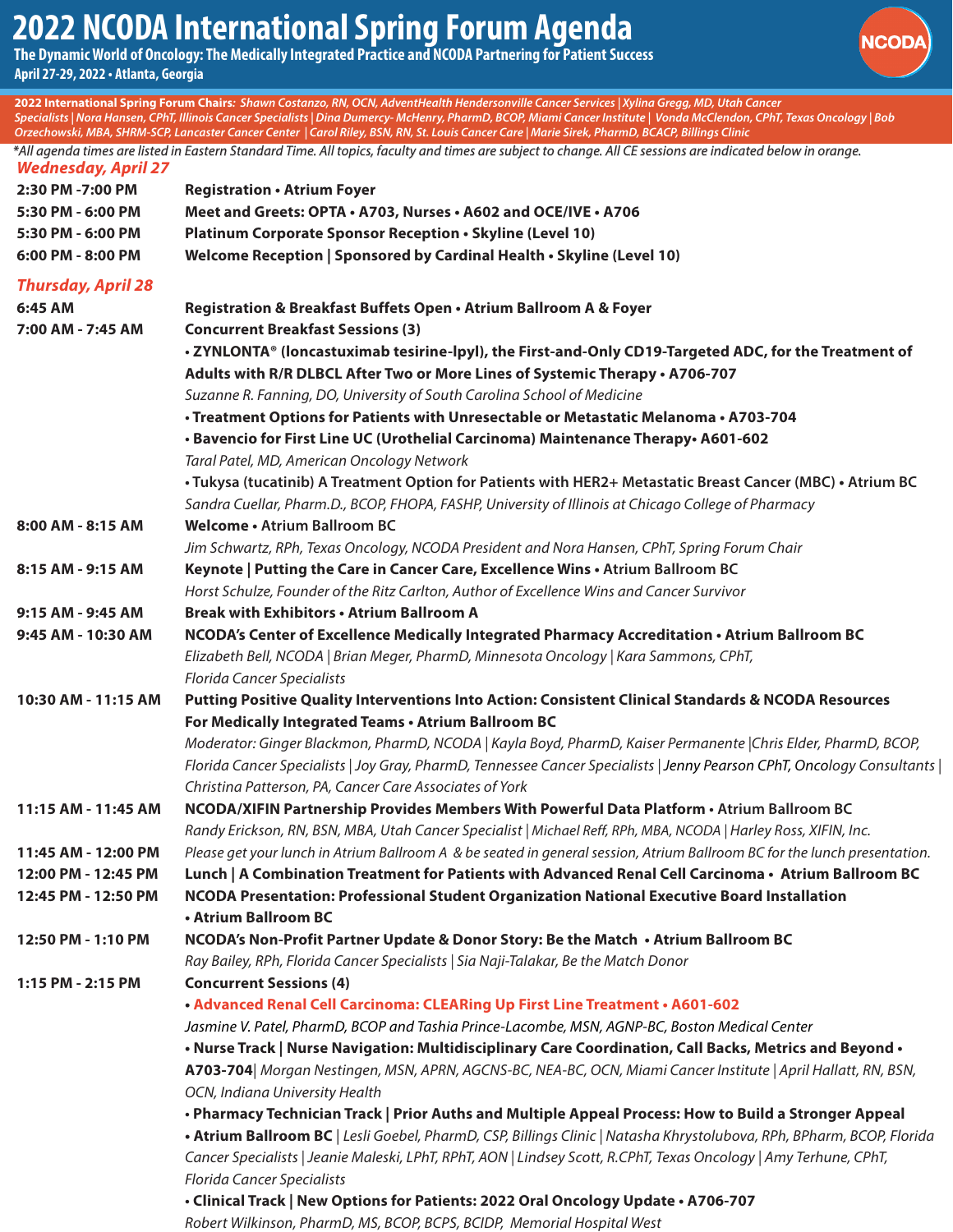# 2022 NCODA International Spring Forum Agenda

**The Dynamic World of Oncology: The Medically Integrated Practice and NCODA Partnering for Patient Success**

**April 27-29, 2022 • Atlanta, Georgia**

**2022 International Spring Forum Chairs:** *Shawn Costanzo, RN, OCN, AdventHealth Hendersonville Cancer Services | Xylina Gregg, MD, Utah Cancer Specialists | Nora Hansen, CPhT, Illinois Cancer Specialists | Dina Dumercy- McHenry, PharmD, BCOP, Miami Cancer Institute | Vonda McClendon, CPhT, Texas Oncology | Bob Orzechowski, MBA, SHRM-SCP, Lancaster Cancer Center | Carol Riley, BSN, RN, St. Louis Cancer Care | Marie Sirek, PharmD, BCACP, Billings Clinic*

*\*All agenda times are listed in Eastern Standard Time. All topics, faculty and times are subject to change. All CE sessions are indicated below in orange.*

## *Wednesday, April 27*

| Time | Session |
|---|---|
| **2:30 PM -7:00 PM** | **Registration • Atrium Foyer** |
| **5:30 PM - 6:00 PM** | **Meet and Greets: OPTA • A703, Nurses • A602 and OCE/IVE • A706** |
| **5:30 PM - 6:00 PM** | **Platinum Corporate Sponsor Reception • Skyline (Level 10)** |
| **6:00 PM - 8:00 PM** | **Welcome Reception \| Sponsored by Cardinal Health • Skyline (Level 10)** |

## *Thursday, April 28*

| Time | Session |
|---|---|
| **6:45 AM** | **Registration & Breakfast Buffets Open • Atrium Ballroom A & Foyer** |
| **7:00 AM - 7:45 AM** | **Concurrent Breakfast Sessions (3)**<br>**• ZYNLONTA® (loncastuximab tesirine-lpyl), the First-and-Only CD19-Targeted ADC, for the Treatment of Adults with R/R DLBCL After Two or More Lines of Systemic Therapy • A706-707**<br>*Suzanne R. Fanning, DO, University of South Carolina School of Medicine*<br>**• Treatment Options for Patients with Unresectable or Metastatic Melanoma • A703-704**<br>**• Bavencio for First Line UC (Urothelial Carcinoma) Maintenance Therapy• A601-602**<br>*Taral Patel, MD, American Oncology Network*<br>**• Tukysa (tucatinib) A Treatment Option for Patients with HER2+ Metastatic Breast Cancer (MBC) • Atrium BC**<br>*Sandra Cuellar, Pharm.D., BCOP, FHOPA, FASHP, University of Illinois at Chicago College of Pharmacy* |
| **8:00 AM - 8:15 AM** | **Welcome • Atrium Ballroom BC**<br>*Jim Schwartz, RPh, Texas Oncology, NCODA President and Nora Hansen, CPhT, Spring Forum Chair* |
| **8:15 AM - 9:15 AM** | **Keynote \| Putting the Care in Cancer Care, Excellence Wins • Atrium Ballroom BC**<br>*Horst Schulze, Founder of the Ritz Carlton, Author of Excellence Wins and Cancer Survivor* |
| **9:15 AM - 9:45 AM** | **Break with Exhibitors • Atrium Ballroom A** |
| **9:45 AM - 10:30 AM** | **NCODA's Center of Excellence Medically Integrated Pharmacy Accreditation • Atrium Ballroom BC**<br>*Elizabeth Bell, NCODA \| Brian Meger, PharmD, Minnesota Oncology \| Kara Sammons, CPhT, Florida Cancer Specialists* |
| **10:30 AM - 11:15 AM** | **Putting Positive Quality Interventions Into Action: Consistent Clinical Standards & NCODA Resources For Medically Integrated Teams • Atrium Ballroom BC**<br>*Moderator: Ginger Blackmon, PharmD, NCODA \| Kayla Boyd, PharmD, Kaiser Permanente \| Chris Elder, PharmD, BCOP, Florida Cancer Specialists \| Joy Gray, PharmD, Tennessee Cancer Specialists \| Jenny Pearson CPhT, Oncology Consultants \| Christina Patterson, PA, Cancer Care Associates of York* |
| **11:15 AM - 11:45 AM** | **NCODA/XIFIN Partnership Provides Members With Powerful Data Platform • Atrium Ballroom BC**<br>*Randy Erickson, RN, BSN, MBA, Utah Cancer Specialist \| Michael Reff, RPh, MBA, NCODA \| Harley Ross, XIFIN, Inc.* |
| **11:45 AM - 12:00 PM** | *Please get your lunch in Atrium Ballroom A & be seated in general session, Atrium Ballroom BC for the lunch presentation.* |
| **12:00 PM - 12:45 PM** | **Lunch \| A Combination Treatment for Patients with Advanced Renal Cell Carcinoma • Atrium Ballroom BC** |
| **12:45 PM - 12:50 PM** | **NCODA Presentation: Professional Student Organization National Executive Board Installation • Atrium Ballroom BC** |
| **12:50 PM - 1:10 PM** | **NCODA's Non-Profit Partner Update & Donor Story: Be the Match • Atrium Ballroom BC**<br>*Ray Bailey, RPh, Florida Cancer Specialists \| Sia Naji-Talakar, Be the Match Donor* |
| **1:15 PM - 2:15 PM** | **Concurrent Sessions (4)**<br>**• Advanced Renal Cell Carcinoma: CLEARing Up First Line Treatment • A601-602**<br>*Jasmine V. Patel, PharmD, BCOP and Tashia Prince-Lacombe, MSN, AGNP-BC, Boston Medical Center*<br>**• Nurse Track \| Nurse Navigation: Multidisciplinary Care Coordination, Call Backs, Metrics and Beyond • A703-704** \| *Morgan Nestingen, MSN, APRN, AGCNS-BC, NEA-BC, OCN, Miami Cancer Institute \| April Hallatt, RN, BSN, OCN, Indiana University Health*<br>**• Pharmacy Technician Track \| Prior Auths and Multiple Appeal Process: How to Build a Stronger Appeal • Atrium Ballroom BC** \| *Lesli Goebel, PharmD, CSP, Billings Clinic \| Natasha Khrystolubova, RPh, BPharm, BCOP, Florida Cancer Specialists \| Jeanie Maleski, LPhT, RPhT, AON \| Lindsey Scott, R.CPhT, Texas Oncology \| Amy Terhune, CPhT, Florida Cancer Specialists*<br>**• Clinical Track \| New Options for Patients: 2022 Oral Oncology Update • A706-707**<br>*Robert Wilkinson, PharmD, MS, BCOP, BCPS, BCIDP, Memorial Hospital West* |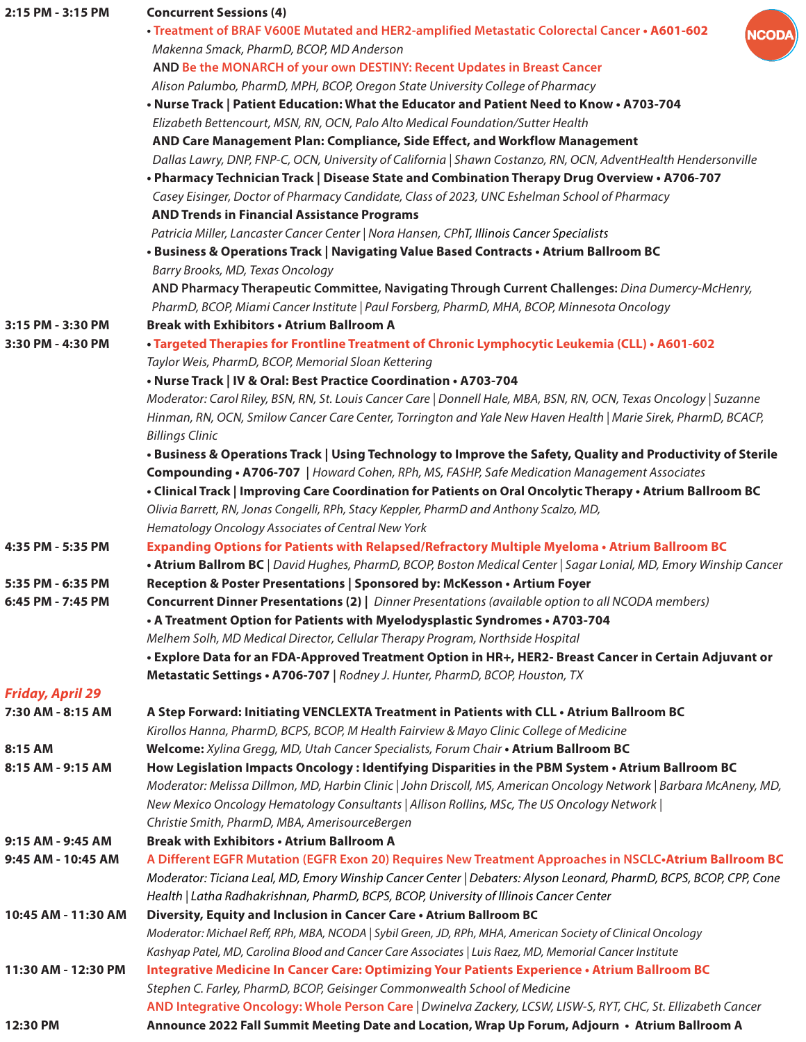**2:15 PM - 3:15 PM** — **Concurrent Sessions (4)**

- **Treatment of BRAF V600E Mutated and HER2-amplified Metastatic Colorectal Cancer • A601-602**
  *Makenna Smack, PharmD, BCOP, MD Anderson*
  **AND Be the MONARCH of your own DESTINY: Recent Updates in Breast Cancer**
  *Alison Palumbo, PharmD, MPH, BCOP, Oregon State University College of Pharmacy*
- **Nurse Track | Patient Education: What the Educator and Patient Need to Know • A703-704**
  *Elizabeth Bettencourt, MSN, RN, OCN, Palo Alto Medical Foundation/Sutter Health*
  **AND Care Management Plan: Compliance, Side Effect, and Workflow Management**
  *Dallas Lawry, DNP, FNP-C, OCN, University of California | Shawn Costanzo, RN, OCN, AdventHealth Hendersonville*
- **Pharmacy Technician Track | Disease State and Combination Therapy Drug Overview • A706-707**
  *Casey Eisinger, Doctor of Pharmacy Candidate, Class of 2023, UNC Eshelman School of Pharmacy*
  **AND Trends in Financial Assistance Programs**
  *Patricia Miller, Lancaster Cancer Center | Nora Hansen, CPhT, Illinois Cancer Specialists*
- **Business & Operations Track | Navigating Value Based Contracts • Atrium Ballroom BC**
  *Barry Brooks, MD, Texas Oncology*
  **AND Pharmacy Therapeutic Committee, Navigating Through Current Challenges:** *Dina Dumercy-McHenry, PharmD, BCOP, Miami Cancer Institute | Paul Forsberg, PharmD, MHA, BCOP, Minnesota Oncology*

**3:15 PM - 3:30 PM** — **Break with Exhibitors • Atrium Ballroom A**

**3:30 PM - 4:30 PM**

- **Targeted Therapies for Frontline Treatment of Chronic Lymphocytic Leukemia (CLL) • A601-602**
  *Taylor Weis, PharmD, BCOP, Memorial Sloan Kettering*
- **Nurse Track | IV & Oral: Best Practice Coordination • A703-704**
  *Moderator: Carol Riley, BSN, RN, St. Louis Cancer Care | Donnell Hale, MBA, BSN, RN, OCN, Texas Oncology | Suzanne Hinman, RN, OCN, Smilow Cancer Care Center, Torrington and Yale New Haven Health | Marie Sirek, PharmD, BCACP, Billings Clinic*
- **Business & Operations Track | Using Technology to Improve the Safety, Quality and Productivity of Sterile Compounding • A706-707** | *Howard Cohen, RPh, MS, FASHP, Safe Medication Management Associates*
- **Clinical Track | Improving Care Coordination for Patients on Oral Oncolytic Therapy • Atrium Ballroom BC**
  *Olivia Barrett, RN, Jonas Congelli, RPh, Stacy Keppler, PharmD and Anthony Scalzo, MD, Hematology Oncology Associates of Central New York*

**4:35 PM - 5:35 PM** — **Expanding Options for Patients with Relapsed/Refractory Multiple Myeloma • Atrium Ballroom BC**

- **Atrium Ballrom BC** | *David Hughes, PharmD, BCOP, Boston Medical Center | Sagar Lonial, MD, Emory Winship Cancer*

**5:35 PM - 6:35 PM** — **Reception & Poster Presentations | Sponsored by: McKesson • Artium Foyer**

**6:45 PM - 7:45 PM** — **Concurrent Dinner Presentations (2) |** *Dinner Presentations (available option to all NCODA members)*

- **A Treatment Option for Patients with Myelodysplastic Syndromes • A703-704**
  *Melhem Solh, MD Medical Director, Cellular Therapy Program, Northside Hospital*
- **Explore Data for an FDA-Approved Treatment Option in HR+, HER2- Breast Cancer in Certain Adjuvant or Metastatic Settings • A706-707** | *Rodney J. Hunter, PharmD, BCOP, Houston, TX*

## *Friday, April 29*

**7:30 AM - 8:15 AM** — **A Step Forward: Initiating VENCLEXTA Treatment in Patients with CLL • Atrium Ballroom BC**
*Kirollos Hanna, PharmD, BCPS, BCOP, M Health Fairview & Mayo Clinic College of Medicine*

**8:15 AM** — **Welcome:** *Xylina Gregg, MD, Utah Cancer Specialists, Forum Chair* **• Atrium Ballroom BC**

**8:15 AM - 9:15 AM** — **How Legislation Impacts Oncology : Identifying Disparities in the PBM System • Atrium Ballroom BC**
*Moderator: Melissa Dillmon, MD, Harbin Clinic | John Driscoll, MS, American Oncology Network | Barbara McAneny, MD, New Mexico Oncology Hematology Consultants | Allison Rollins, MSc, The US Oncology Network | Christie Smith, PharmD, MBA, AmerisourceBergen*

**9:15 AM - 9:45 AM** — **Break with Exhibitors • Atrium Ballroom A**

**9:45 AM - 10:45 AM** — **A Different EGFR Mutation (EGFR Exon 20) Requires New Treatment Approaches in NSCLC•Atrium Ballroom BC**
*Moderator: Ticiana Leal, MD, Emory Winship Cancer Center | Debaters: Alyson Leonard, PharmD, BCPS, BCOP, CPP, Cone Health | Latha Radhakrishnan, PharmD, BCPS, BCOP, University of Illinois Cancer Center*

**10:45 AM - 11:30 AM** — **Diversity, Equity and Inclusion in Cancer Care • Atrium Ballroom BC**
*Moderator: Michael Reff, RPh, MBA, NCODA | Sybil Green, JD, RPh, MHA, American Society of Clinical Oncology | Kashyap Patel, MD, Carolina Blood and Cancer Care Associates | Luis Raez, MD, Memorial Cancer Institute*

**11:30 AM - 12:30 PM** — **Integrative Medicine In Cancer Care: Optimizing Your Patients Experience • Atrium Ballroom BC**
*Stephen C. Farley, PharmD, BCOP, Geisinger Commonwealth School of Medicine*
**AND Integrative Oncology: Whole Person Care** | *Dwinelva Zackery, LCSW, LISW-S, RYT, CHC, St. Ellizabeth Cancer*

**12:30 PM** — **Announce 2022 Fall Summit Meeting Date and Location, Wrap Up Forum, Adjourn • Atrium Ballroom A**